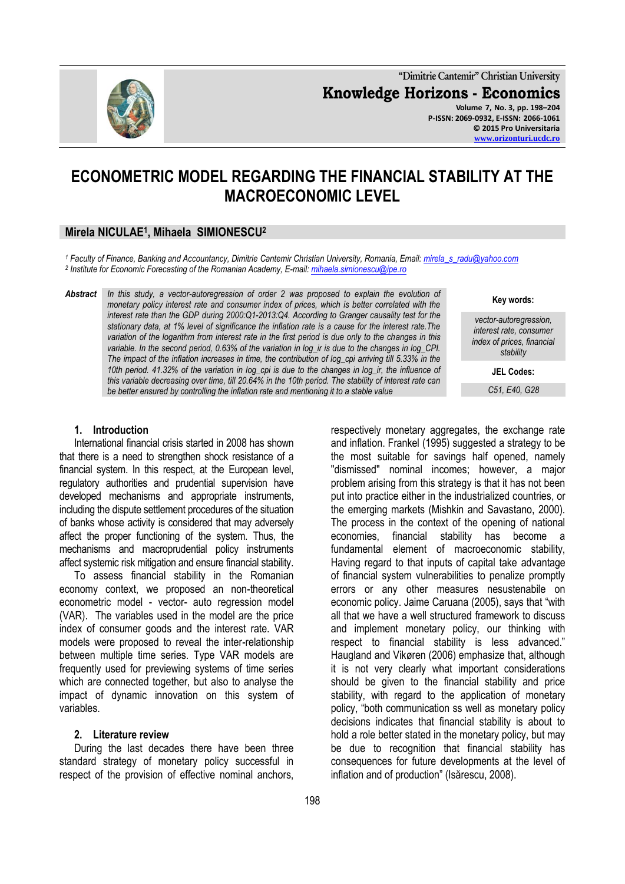# ECONOMETRIC MODEL REGARDING THE FINANCIAL STABILITY AT THE MACROECONOMIC LEVEL

**Mirela NICULAE[1], Mihaela SIMIONESCU[2]**

[1] Faculty of Finance, Banking and Accountancy, Dimitrie Cantemir Christian University, Romania, Email: mirela_s_radu@yahoo.com
[2] Institute for Economic Forecasting of the Romanian Academy, E-mail: mihaela.simionescu@ipe.ro

***Abstract*** *In this study, a vector-autoregression of order 2 was proposed to explain the evolution of monetary policy interest rate and consumer index of prices, which is better correlated with the interest rate than the GDP during 2000:Q1-2013:Q4. According to Granger causality test for the stationary data, at 1% level of significance the inflation rate is a cause for the interest rate.The variation of the logarithm from interest rate in the first period is due only to the changes in this variable. In the second period, 0.63% of the variation in log_ir is due to the changes in log_CPI. The impact of the inflation increases in time, the contribution of log_cpi arriving till 5.33% in the 10th period. 41.32% of the variation in log_cpi is due to the changes in log_ir, the influence of this variable decreasing over time, till 20.64% in the 10th period. The stability of interest rate can be better ensured by controlling the inflation rate and mentioning it to a stable value*

**Key words:**

*vector-autoregression, interest rate, consumer index of prices, financial stability*

**JEL Codes:**

*C51, E40, G28*

## 1. Introduction

International financial crisis started in 2008 has shown that there is a need to strengthen shock resistance of a financial system. In this respect, at the European level, regulatory authorities and prudential supervision have developed mechanisms and appropriate instruments, including the dispute settlement procedures of the situation of banks whose activity is considered that may adversely affect the proper functioning of the system. Thus, the mechanisms and macroprudential policy instruments affect systemic risk mitigation and ensure financial stability.

To assess financial stability in the Romanian economy context, we proposed an non-theoretical econometric model - vector- auto regression model (VAR). The variables used in the model are the price index of consumer goods and the interest rate. VAR models were proposed to reveal the inter-relationship between multiple time series. Type VAR models are frequently used for previewing systems of time series which are connected together, but also to analyse the impact of dynamic innovation on this system of variables.

## 2. Literature review

During the last decades there have been three standard strategy of monetary policy successful in respect of the provision of effective nominal anchors, respectively monetary aggregates, the exchange rate and inflation. Frankel (1995) suggested a strategy to be the most suitable for savings half opened, namely "dismissed" nominal incomes; however, a major problem arising from this strategy is that it has not been put into practice either in the industrialized countries, or the emerging markets (Mishkin and Savastano, 2000). The process in the context of the opening of national economies, financial stability has become a fundamental element of macroeconomic stability, Having regard to that inputs of capital take advantage of financial system vulnerabilities to penalize promptly errors or any other measures nesustenabile on economic policy. Jaime Caruana (2005), says that "with all that we have a well structured framework to discuss and implement monetary policy, our thinking with respect to financial stability is less advanced." Haugland and Vikøren (2006) emphasize that, although it is not very clearly what important considerations should be given to the financial stability and price stability, with regard to the application of monetary policy, "both communication ss well as monetary policy decisions indicates that financial stability is about to hold a role better stated in the monetary policy, but may be due to recognition that financial stability has consequences for future developments at the level of inflation and of production" (Isărescu, 2008).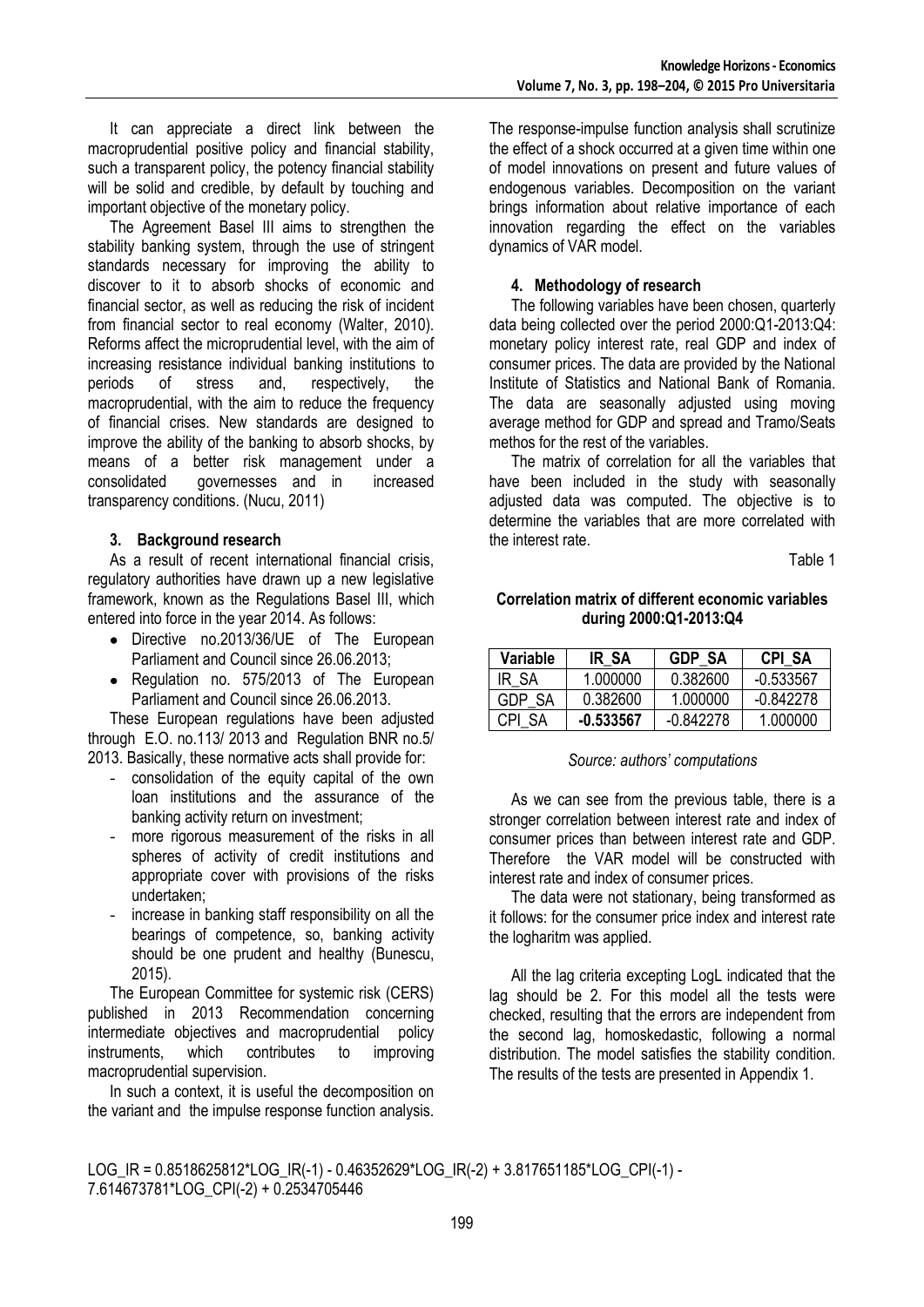It can appreciate a direct link between the macroprudential positive policy and financial stability, such a transparent policy, the potency financial stability will be solid and credible, by default by touching and important objective of the monetary policy.

The Agreement Basel III aims to strengthen the stability banking system, through the use of stringent standards necessary for improving the ability to discover to it to absorb shocks of economic and financial sector, as well as reducing the risk of incident from financial sector to real economy (Walter, 2010). Reforms affect the microprudential level, with the aim of increasing resistance individual banking institutions to periods of stress and, respectively, the macroprudential, with the aim to reduce the frequency of financial crises. New standards are designed to improve the ability of the banking to absorb shocks, by means of a better risk management under a consolidated governesses and in increased transparency conditions. (Nucu, 2011)

## 3. Background research

As a result of recent international financial crisis, regulatory authorities have drawn up a new legislative framework, known as the Regulations Basel III, which entered into force in the year 2014. As follows:

- Directive no.2013/36/UE of The European Parliament and Council since 26.06.2013;
- Regulation no. 575/2013 of The European Parliament and Council since 26.06.2013.

These European regulations have been adjusted through E.O. no.113/ 2013 and Regulation BNR no.5/ 2013. Basically, these normative acts shall provide for:

- consolidation of the equity capital of the own loan institutions and the assurance of the banking activity return on investment;
- more rigorous measurement of the risks in all spheres of activity of credit institutions and appropriate cover with provisions of the risks undertaken;
- increase in banking staff responsibility on all the bearings of competence, so, banking activity should be one prudent and healthy (Bunescu, 2015).

The European Committee for systemic risk (CERS) published in 2013 Recommendation concerning intermediate objectives and macroprudential policy instruments, which contributes to improving macroprudential supervision.

In such a context, it is useful the decomposition on the variant and the impulse response function analysis. The response-impulse function analysis shall scrutinize the effect of a shock occurred at a given time within one of model innovations on present and future values of endogenous variables. Decomposition on the variant brings information about relative importance of each innovation regarding the effect on the variables dynamics of VAR model.

## 4. Methodology of research

The following variables have been chosen, quarterly data being collected over the period 2000:Q1-2013:Q4: monetary policy interest rate, real GDP and index of consumer prices. The data are provided by the National Institute of Statistics and National Bank of Romania. The data are seasonally adjusted using moving average method for GDP and spread and Tramo/Seats methos for the rest of the variables.

The matrix of correlation for all the variables that have been included in the study with seasonally adjusted data was computed. The objective is to determine the variables that are more correlated with the interest rate.

Table 1

**Correlation matrix of different economic variables during 2000:Q1-2013:Q4**

| Variable | IR_SA | GDP_SA | CPI_SA |
|---|---|---|---|
| IR_SA | 1.000000 | 0.382600 | -0.533567 |
| GDP_SA | 0.382600 | 1.000000 | -0.842278 |
| CPI_SA | **-0.533567** | -0.842278 | 1.000000 |

*Source: authors' computations*

As we can see from the previous table, there is a stronger correlation between interest rate and index of consumer prices than between interest rate and GDP. Therefore the VAR model will be constructed with interest rate and index of consumer prices.

The data were not stationary, being transformed as it follows: for the consumer price index and interest rate the logharitm was applied.

All the lag criteria excepting LogL indicated that the lag should be 2. For this model all the tests were checked, resulting that the errors are independent from the second lag, homoskedastic, following a normal distribution. The model satisfies the stability condition. The results of the tests are presented in Appendix 1.

$$LOG\_IR = 0.8518625812*LOG\_IR(-1) - 0.46352629*LOG\_IR(-2) + 3.817651185*LOG\_CPI(-1) - 7.614673781*LOG\_CPI(-2) + 0.2534705446$$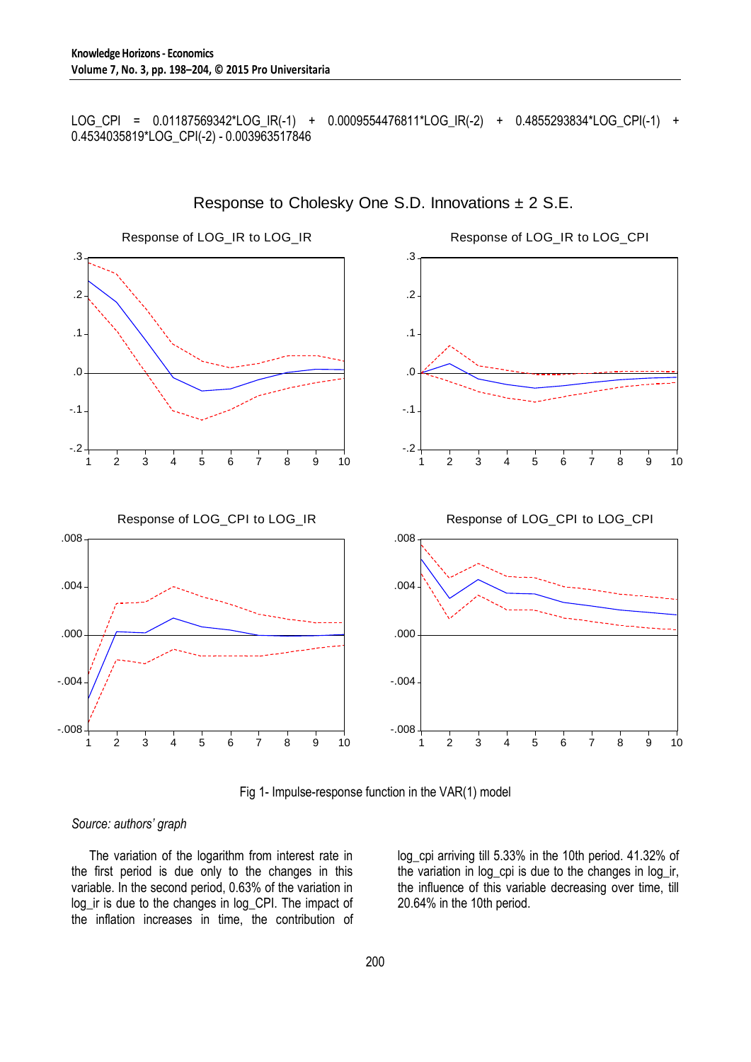LOG_CPI = 0.01187569342*LOG_IR(-1) + 0.0009554476811*LOG_IR(-2) + 0.4855293834*LOG_CPI(-1) + 0.4534035819*LOG_CPI(-2) - 0.003963517846

Fig 1- Impulse-response function in the VAR(1) model

*Source: authors' graph*

The variation of the logarithm from interest rate in the first period is due only to the changes in this variable. In the second period, 0.63% of the variation in log_ir is due to the changes in log_CPI. The impact of the inflation increases in time, the contribution of log_cpi arriving till 5.33% in the 10th period. 41.32% of the variation in log_cpi is due to the changes in log_ir, the influence of this variable decreasing over time, till 20.64% in the 10th period.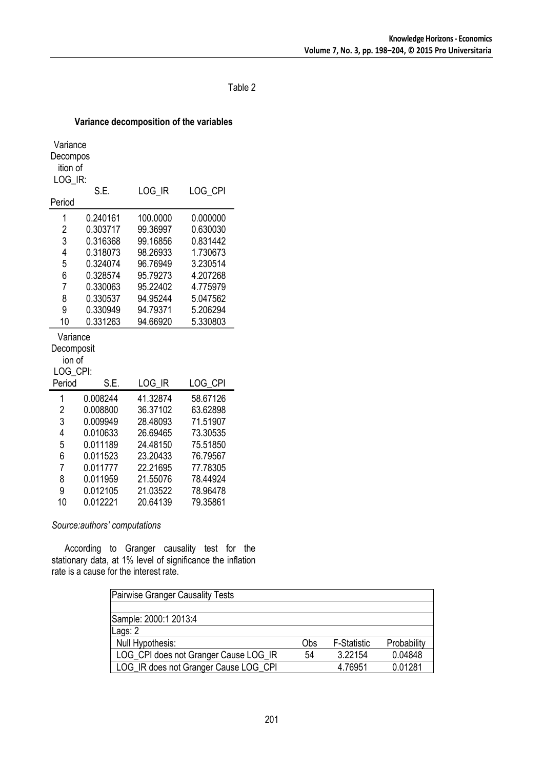Table 2

**Variance decomposition of the variables**

Variance Decomposition of LOG_IR:

| Period | S.E. | LOG_IR | LOG_CPI |
|---|---|---|---|
| 1 | 0.240161 | 100.0000 | 0.000000 |
| 2 | 0.303717 | 99.36997 | 0.630030 |
| 3 | 0.316368 | 99.16856 | 0.831442 |
| 4 | 0.318073 | 98.26933 | 1.730673 |
| 5 | 0.324074 | 96.76949 | 3.230514 |
| 6 | 0.328574 | 95.79273 | 4.207268 |
| 7 | 0.330063 | 95.22402 | 4.775979 |
| 8 | 0.330537 | 94.95244 | 5.047562 |
| 9 | 0.330949 | 94.79371 | 5.206294 |
| 10 | 0.331263 | 94.66920 | 5.330803 |

Variance Decomposition of LOG_CPI:

| Period | S.E. | LOG_IR | LOG_CPI |
|---|---|---|---|
| 1 | 0.008244 | 41.32874 | 58.67126 |
| 2 | 0.008800 | 36.37102 | 63.62898 |
| 3 | 0.009949 | 28.48093 | 71.51907 |
| 4 | 0.010633 | 26.69465 | 73.30535 |
| 5 | 0.011189 | 24.48150 | 75.51850 |
| 6 | 0.011523 | 23.20433 | 76.79567 |
| 7 | 0.011777 | 22.21695 | 77.78305 |
| 8 | 0.011959 | 21.55076 | 78.44924 |
| 9 | 0.012105 | 21.03522 | 78.96478 |
| 10 | 0.012221 | 20.64139 | 79.35861 |

*Source:authors' computations*

According to Granger causality test for the stationary data, at 1% level of significance the inflation rate is a cause for the interest rate.

| Pairwise Granger Causality Tests | | | |
|---|---|---|---|
| Sample: 2000:1 2013:4 | | | |
| Lags: 2 | | | |
| Null Hypothesis: | Obs | F-Statistic | Probability |
| LOG_CPI does not Granger Cause LOG_IR | 54 | 3.22154 | 0.04848 |
| LOG_IR does not Granger Cause LOG_CPI | | 4.76951 | 0.01281 |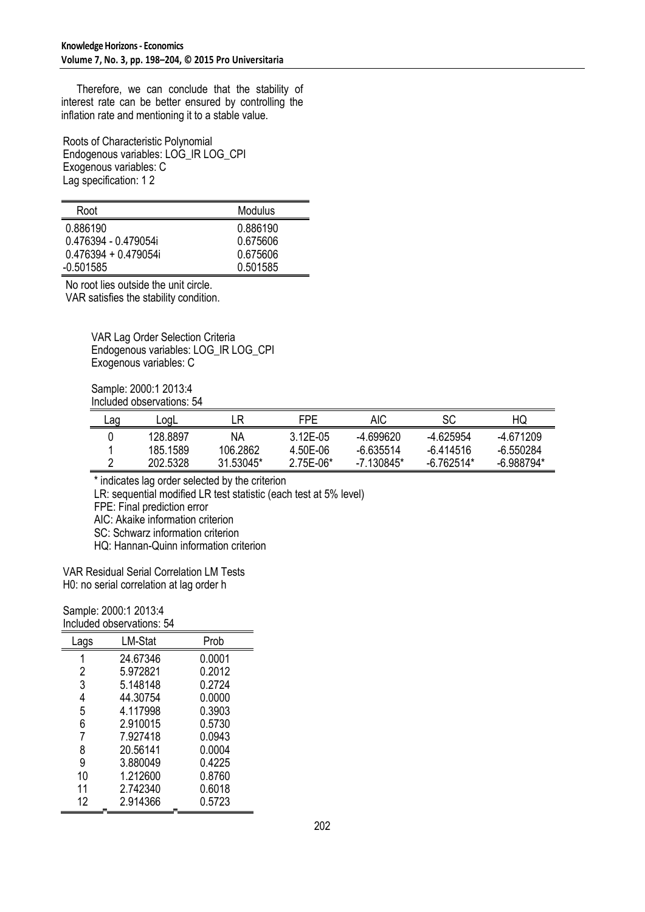Therefore, we can conclude that the stability of interest rate can be better ensured by controlling the inflation rate and mentioning it to a stable value.

Roots of Characteristic Polynomial
Endogenous variables: LOG_IR LOG_CPI
Exogenous variables: C
Lag specification: 1 2

| Root | Modulus |
|---|---|
| 0.886190 | 0.886190 |
| 0.476394 - 0.479054i | 0.675606 |
| 0.476394 + 0.479054i | 0.675606 |
| -0.501585 | 0.501585 |

No root lies outside the unit circle.
VAR satisfies the stability condition.

VAR Lag Order Selection Criteria
Endogenous variables: LOG_IR LOG_CPI
Exogenous variables: C

Sample: 2000:1 2013:4
Included observations: 54

| Lag | LogL | LR | FPE | AIC | SC | HQ |
|---|---|---|---|---|---|---|
| 0 | 128.8897 | NA | 3.12E-05 | -4.699620 | -4.625954 | -4.671209 |
| 1 | 185.1589 | 106.2862 | 4.50E-06 | -6.635514 | -6.414516 | -6.550284 |
| 2 | 202.5328 | 31.53045* | 2.75E-06* | -7.130845* | -6.762514* | -6.988794* |

* indicates lag order selected by the criterion
LR: sequential modified LR test statistic (each test at 5% level)
FPE: Final prediction error
AIC: Akaike information criterion
SC: Schwarz information criterion
HQ: Hannan-Quinn information criterion

VAR Residual Serial Correlation LM Tests
H0: no serial correlation at lag order h

Sample: 2000:1 2013:4
Included observations: 54

| Lags | LM-Stat | Prob |
|---|---|---|
| 1 | 24.67346 | 0.0001 |
| 2 | 5.972821 | 0.2012 |
| 3 | 5.148148 | 0.2724 |
| 4 | 44.30754 | 0.0000 |
| 5 | 4.117998 | 0.3903 |
| 6 | 2.910015 | 0.5730 |
| 7 | 7.927418 | 0.0943 |
| 8 | 20.56141 | 0.0004 |
| 9 | 3.880049 | 0.4225 |
| 10 | 1.212600 | 0.8760 |
| 11 | 2.742340 | 0.6018 |
| 12 | 2.914366 | 0.5723 |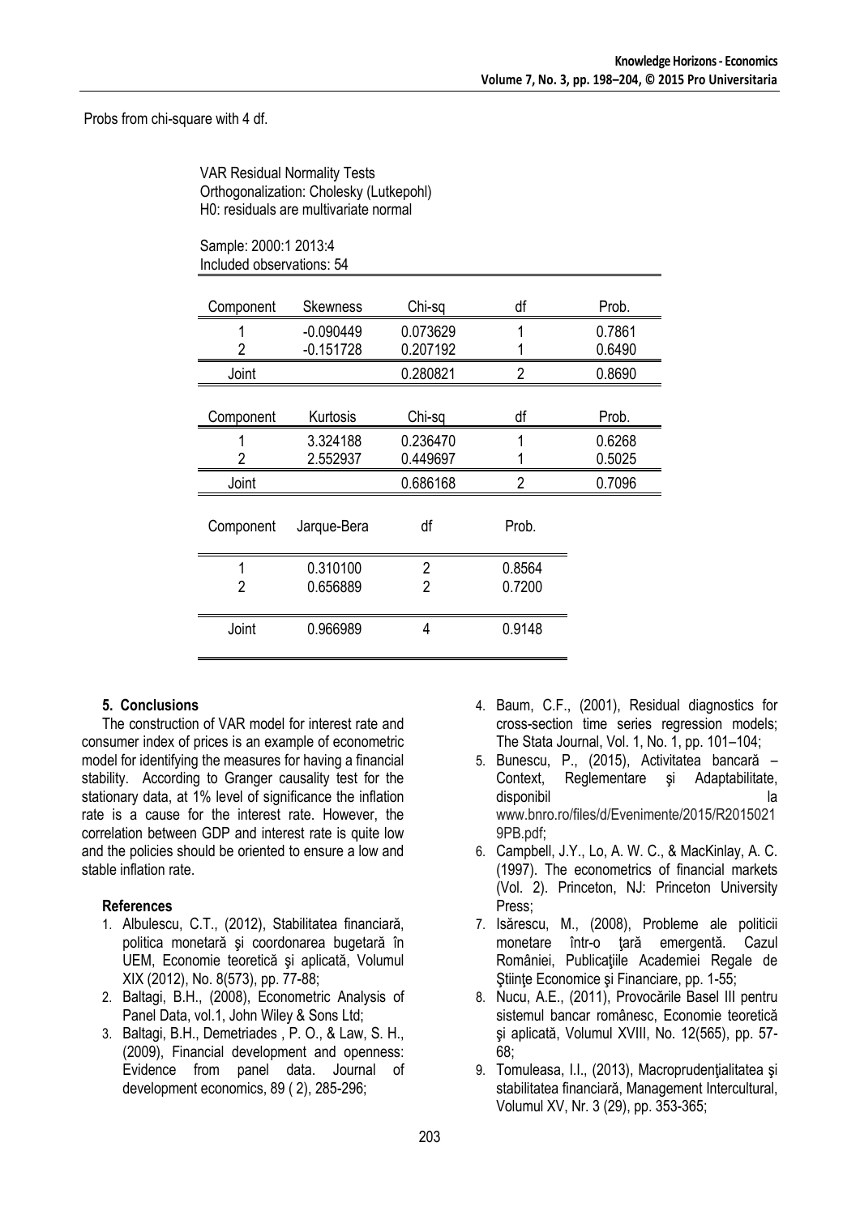Probs from chi-square with 4 df.

VAR Residual Normality Tests
Orthogonalization: Cholesky (Lutkepohl)
H0: residuals are multivariate normal

Sample: 2000:1 2013:4
Included observations: 54

| Component | Skewness | Chi-sq | df | Prob. |
|---|---|---|---|---|
| 1 | -0.090449 | 0.073629 | 1 | 0.7861 |
| 2 | -0.151728 | 0.207192 | 1 | 0.6490 |
| Joint | | 0.280821 | 2 | 0.8690 |

| Component | Kurtosis | Chi-sq | df | Prob. |
|---|---|---|---|---|
| 1 | 3.324188 | 0.236470 | 1 | 0.6268 |
| 2 | 2.552937 | 0.449697 | 1 | 0.5025 |
| Joint | | 0.686168 | 2 | 0.7096 |

| Component | Jarque-Bera | df | Prob. |
|---|---|---|---|
| 1 | 0.310100 | 2 | 0.8564 |
| 2 | 0.656889 | 2 | 0.7200 |
| Joint | 0.966989 | 4 | 0.9148 |

### 5. Conclusions

The construction of VAR model for interest rate and consumer index of prices is an example of econometric model for identifying the measures for having a financial stability. According to Granger causality test for the stationary data, at 1% level of significance the inflation rate is a cause for the interest rate. However, the correlation between GDP and interest rate is quite low and the policies should be oriented to ensure a low and stable inflation rate.

#### References

1. Albulescu, C.T., (2012), Stabilitatea financiară, politica monetară şi coordonarea bugetară în UEM, Economie teoretică şi aplicată, Volumul XIX (2012), No. 8(573), pp. 77-88;
2. Baltagi, B.H., (2008), Econometric Analysis of Panel Data, vol.1, John Wiley & Sons Ltd;
3. Baltagi, B.H., Demetriades , P. O., & Law, S. H., (2009), Financial development and openness: Evidence from panel data. Journal of development economics, 89 ( 2), 285-296;
4. Baum, C.F., (2001), Residual diagnostics for cross-section time series regression models; The Stata Journal, Vol. 1, No. 1, pp. 101–104;
5. Bunescu, P., (2015), Activitatea bancară – Context, Reglementare şi Adaptabilitate, disponibil la www.bnro.ro/files/d/Evenimente/2015/R20150219PB.pdf;
6. Campbell, J.Y., Lo, A. W. C., & MacKinlay, A. C. (1997). The econometrics of financial markets (Vol. 2). Princeton, NJ: Princeton University Press;
7. Isărescu, M., (2008), Probleme ale politicii monetare într-o ţară emergentă. Cazul României, Publicaţiile Academiei Regale de Ştiinţe Economice şi Financiare, pp. 1-55;
8. Nucu, A.E., (2011), Provocările Basel III pentru sistemul bancar românesc, Economie teoretică şi aplicată, Volumul XVIII, No. 12(565), pp. 57-68;
9. Tomuleasa, I.I., (2013), Macroprudenţialitatea şi stabilitatea financiară, Management Intercultural, Volumul XV, Nr. 3 (29), pp. 353-365;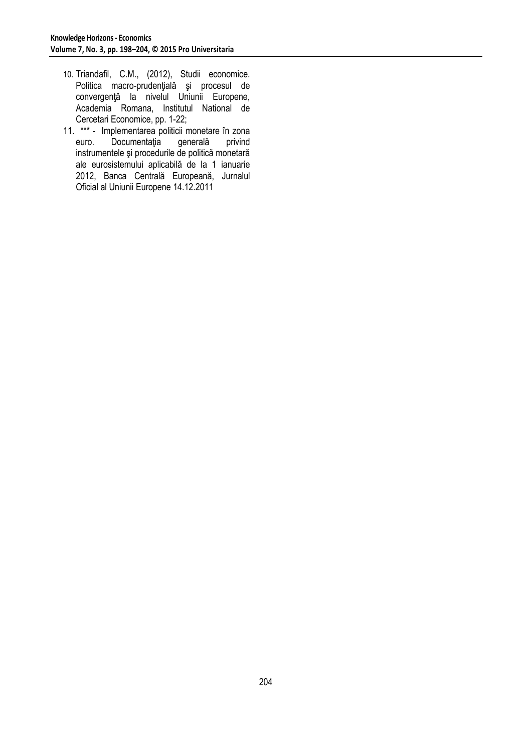10. Triandafil, C.M., (2012), Studii economice. Politica macro-prudenţială şi procesul de convergenţă la nivelul Uniunii Europene, Academia Romana, Institutul National de Cercetari Economice, pp. 1-22;
11. *** - Implementarea politicii monetare în zona euro. Documentaţia generală privind instrumentele şi procedurile de politică monetară ale eurosistemului aplicabilă de la 1 ianuarie 2012, Banca Centrală Europeană, Jurnalul Oficial al Uniunii Europene 14.12.2011